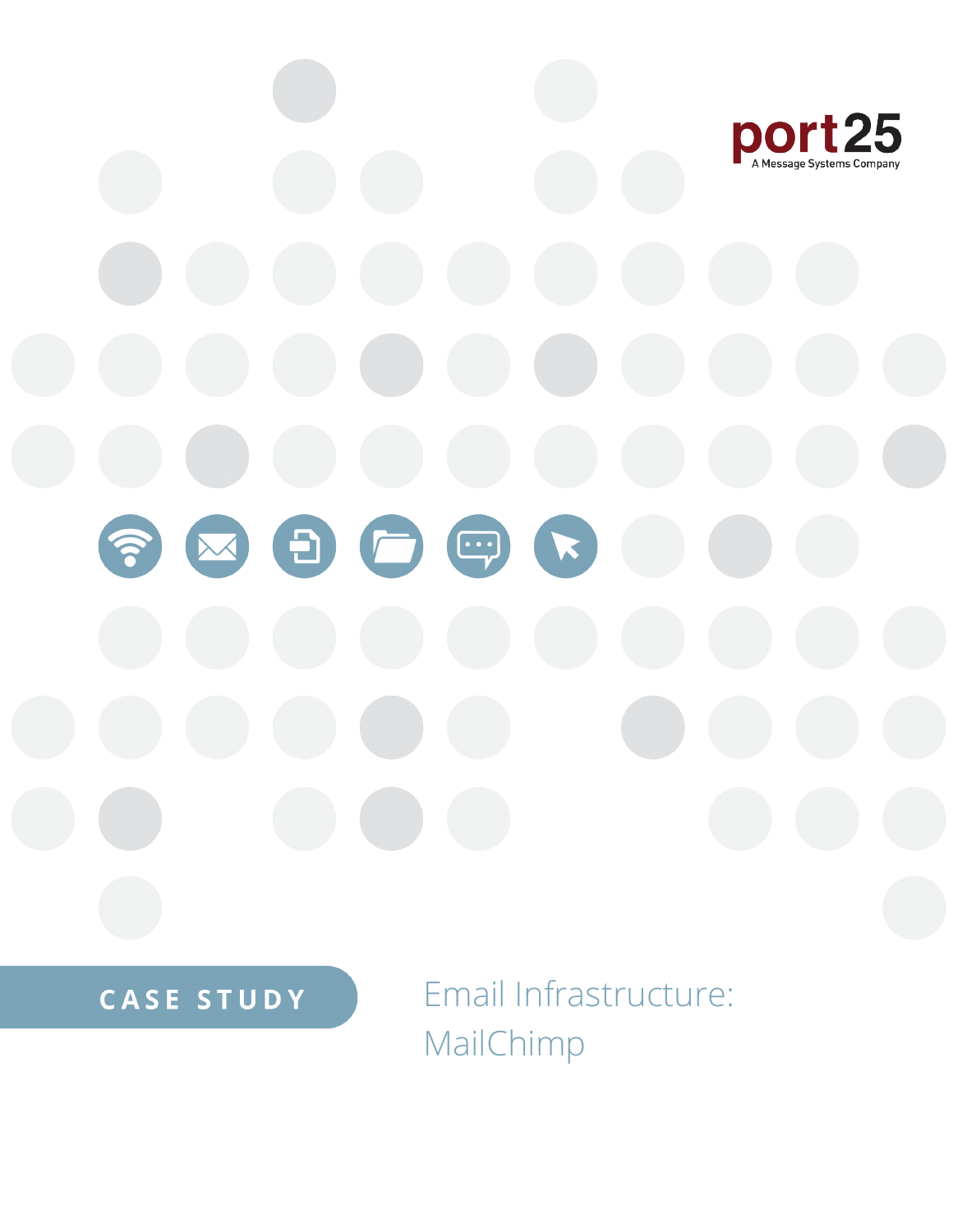port25

A Message Systems Company

CASE STUDY

# Email Infrastructure: MailChimp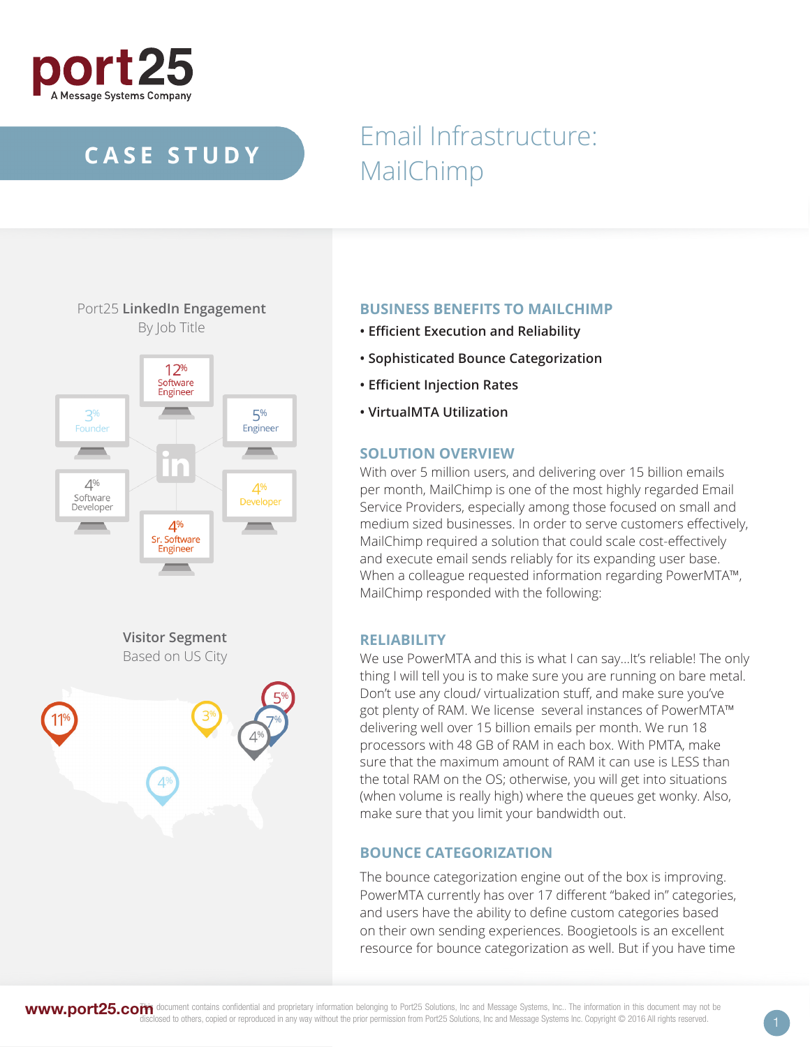port25
A Message Systems Company

# CASE STUDY

# Email Infrastructure: MailChimp

Port25 **LinkedIn Engagement**
By Job Title

- 12% Software Engineer
- 5% Engineer
- 4% Developer
- 4% Sr. Software Engineer
- 4% Software Developer
- 3% Founder

**Visitor Segment**
Based on US City

11% 3% 5% 7% 4% 4%

## BUSINESS BENEFITS TO MAILCHIMP

- **Efficient Execution and Reliability**
- **Sophisticated Bounce Categorization**
- **Efficient Injection Rates**
- **VirtualMTA Utilization**

## SOLUTION OVERVIEW

With over 5 million users, and delivering over 15 billion emails per month, MailChimp is one of the most highly regarded Email Service Providers, especially among those focused on small and medium sized businesses. In order to serve customers effectively, MailChimp required a solution that could scale cost-effectively and execute email sends reliably for its expanding user base. When a colleague requested information regarding PowerMTA™, MailChimp responded with the following:

## RELIABILITY

We use PowerMTA and this is what I can say...It's reliable! The only thing I will tell you is to make sure you are running on bare metal. Don't use any cloud/ virtualization stuff, and make sure you've got plenty of RAM. We license several instances of PowerMTA™ delivering well over 15 billion emails per month. We run 18 processors with 48 GB of RAM in each box. With PMTA, make sure that the maximum amount of RAM it can use is LESS than the total RAM on the OS; otherwise, you will get into situations (when volume is really high) where the queues get wonky. Also, make sure that you limit your bandwidth out.

## BOUNCE CATEGORIZATION

The bounce categorization engine out of the box is improving. PowerMTA currently has over 17 different "baked in" categories, and users have the ability to define custom categories based on their own sending experiences. Boogietools is an excellent resource for bounce categorization as well. But if you have time

www.port25.com This document contains confidential and proprietary information belonging to Port25 Solutions, Inc and Message Systems, Inc.. The information in this document may not be disclosed to others, copied or reproduced in any way without the prior permission from Port25 Solutions, Inc and Message Systems Inc. Copyright © 2016 All rights reserved.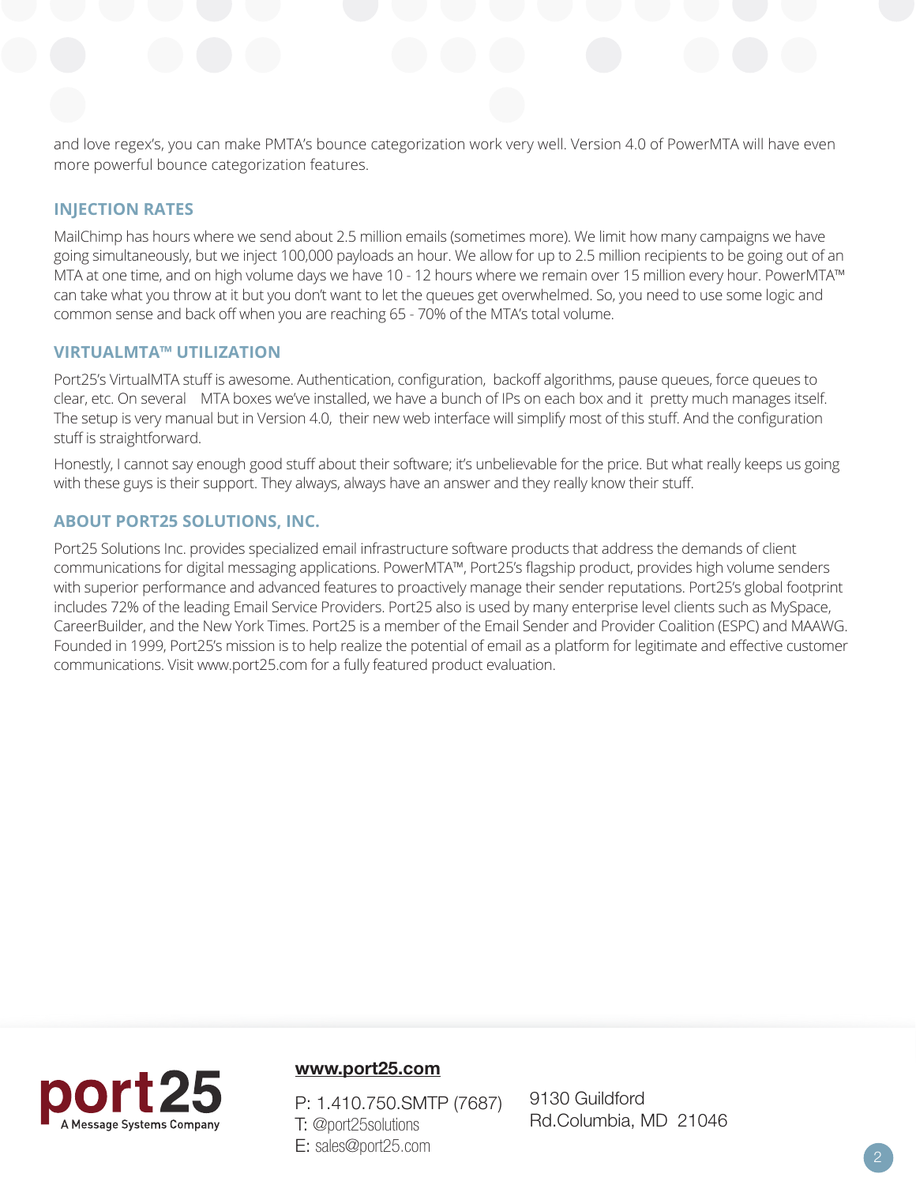and love regex's, you can make PMTA's bounce categorization work very well. Version 4.0 of PowerMTA will have even more powerful bounce categorization features.

## INJECTION RATES

MailChimp has hours where we send about 2.5 million emails (sometimes more). We limit how many campaigns we have going simultaneously, but we inject 100,000 payloads an hour. We allow for up to 2.5 million recipients to be going out of an MTA at one time, and on high volume days we have 10 - 12 hours where we remain over 15 million every hour. PowerMTA™ can take what you throw at it but you don't want to let the queues get overwhelmed. So, you need to use some logic and common sense and back off when you are reaching 65 - 70% of the MTA's total volume.

## VIRTUALMTA™ UTILIZATION

Port25's VirtualMTA stuff is awesome. Authentication, configuration, backoff algorithms, pause queues, force queues to clear, etc. On several MTA boxes we've installed, we have a bunch of IPs on each box and it pretty much manages itself. The setup is very manual but in Version 4.0, their new web interface will simplify most of this stuff. And the configuration stuff is straightforward.

Honestly, I cannot say enough good stuff about their software; it's unbelievable for the price. But what really keeps us going with these guys is their support. They always, always have an answer and they really know their stuff.

## ABOUT PORT25 SOLUTIONS, INC.

Port25 Solutions Inc. provides specialized email infrastructure software products that address the demands of client communications for digital messaging applications. PowerMTA™, Port25's flagship product, provides high volume senders with superior performance and advanced features to proactively manage their sender reputations. Port25's global footprint includes 72% of the leading Email Service Providers. Port25 also is used by many enterprise level clients such as MySpace, CareerBuilder, and the New York Times. Port25 is a member of the Email Sender and Provider Coalition (ESPC) and MAAWG. Founded in 1999, Port25's mission is to help realize the potential of email as a platform for legitimate and effective customer communications. Visit www.port25.com for a fully featured product evaluation.

port25
A Message Systems Company

www.port25.com

P: 1.410.750.SMTP (7687)
T: @port25solutions
E: sales@port25.com

9130 Guildford Rd.Columbia, MD 21046